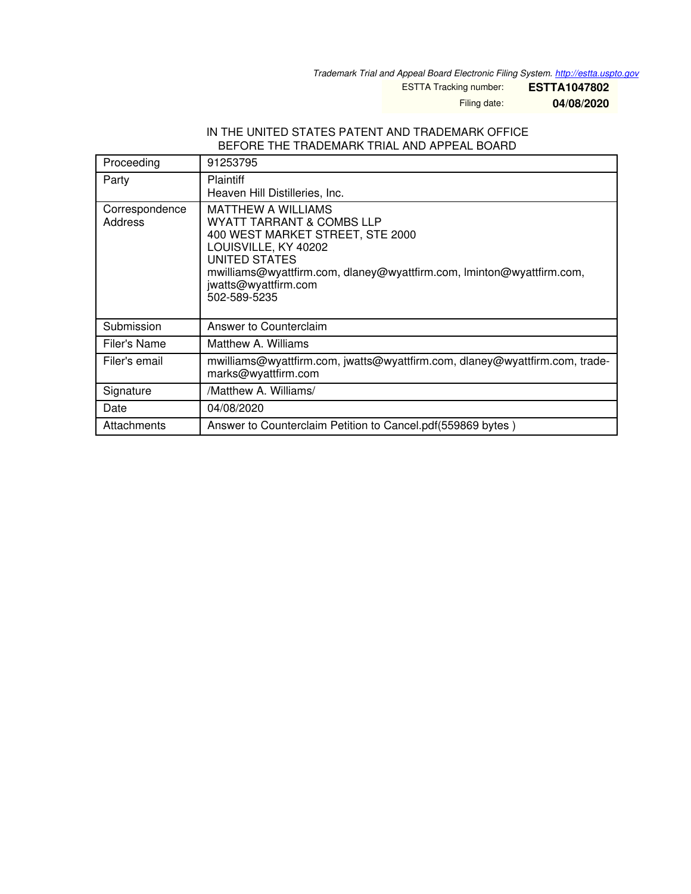Trademark Trial and Appeal Board Electronic Filing System. http://estta.uspto.gov

ESTTA Tracking number: **ESTTA1047802**

Filing date: **04/08/2020**

IN THE UNITED STATES PATENT AND TRADEMARK OFFICE
BEFORE THE TRADEMARK TRIAL AND APPEAL BOARD

| Proceeding | 91253795 |
|---|---|
| Party | Plaintiff<br>Heaven Hill Distilleries, Inc. |
| Correspondence Address | MATTHEW A WILLIAMS<br>WYATT TARRANT & COMBS LLP<br>400 WEST MARKET STREET, STE 2000<br>LOUISVILLE, KY 40202<br>UNITED STATES<br>mwilliams@wyattfirm.com, dlaney@wyattfirm.com, lminton@wyattfirm.com, jwatts@wyattfirm.com<br>502-589-5235 |
| Submission | Answer to Counterclaim |
| Filer's Name | Matthew A. Williams |
| Filer's email | mwilliams@wyattfirm.com, jwatts@wyattfirm.com, dlaney@wyattfirm.com, trademarks@wyattfirm.com |
| Signature | /Matthew A. Williams/ |
| Date | 04/08/2020 |
| Attachments | Answer to Counterclaim Petition to Cancel.pdf(559869 bytes ) |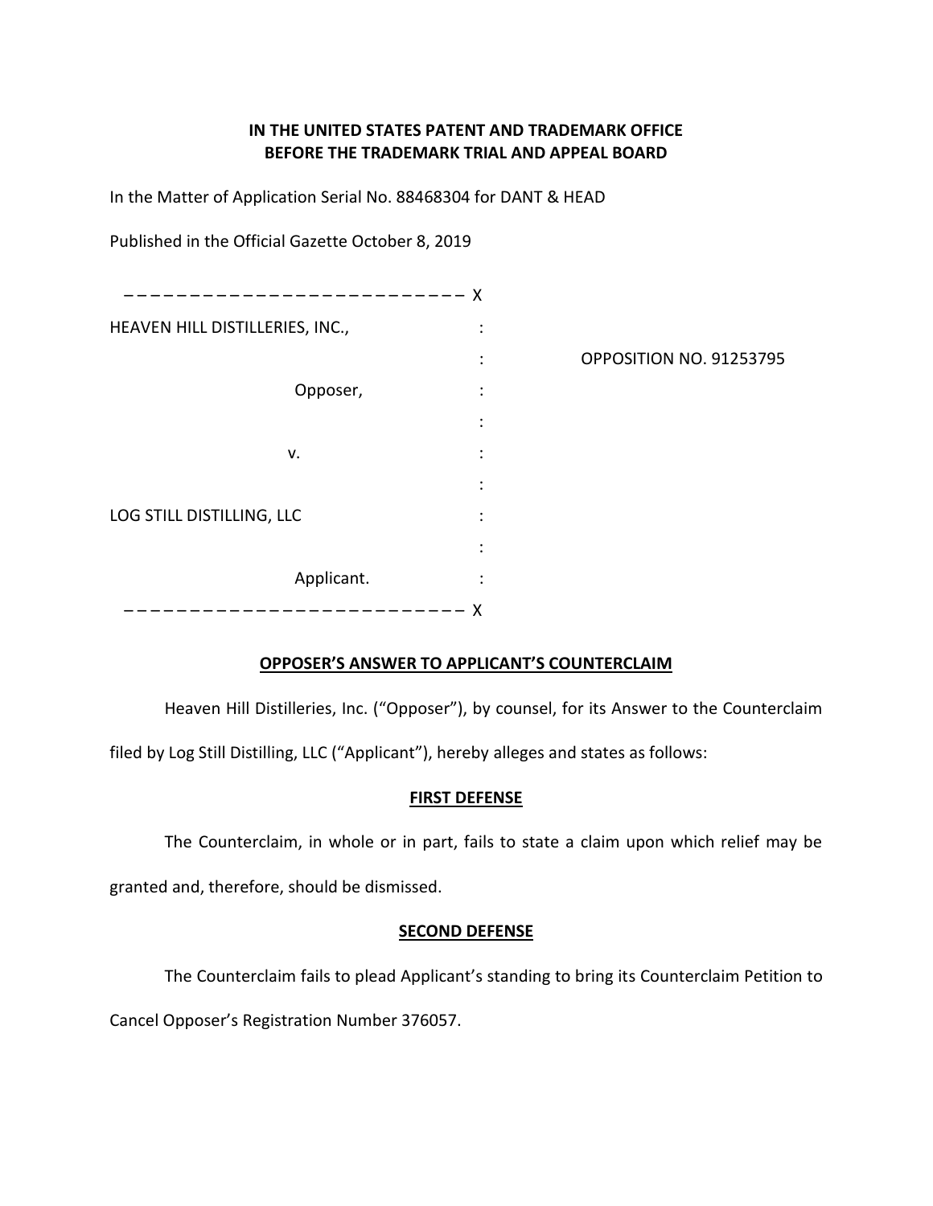**IN THE UNITED STATES PATENT AND TRADEMARK OFFICE**
**BEFORE THE TRADEMARK TRIAL AND APPEAL BOARD**

In the Matter of Application Serial No. 88468304 for DANT & HEAD

Published in the Official Gazette October 8, 2019

| | |
|---|---|
| HEAVEN HILL DISTILLERIES, INC., | OPPOSITION NO. 91253795 |
| Opposer, | |
| v. | |
| LOG STILL DISTILLING, LLC | |
| Applicant. | |

## OPPOSER'S ANSWER TO APPLICANT'S COUNTERCLAIM

Heaven Hill Distilleries, Inc. ("Opposer"), by counsel, for its Answer to the Counterclaim filed by Log Still Distilling, LLC ("Applicant"), hereby alleges and states as follows:

### FIRST DEFENSE

The Counterclaim, in whole or in part, fails to state a claim upon which relief may be granted and, therefore, should be dismissed.

### SECOND DEFENSE

The Counterclaim fails to plead Applicant's standing to bring its Counterclaim Petition to Cancel Opposer's Registration Number 376057.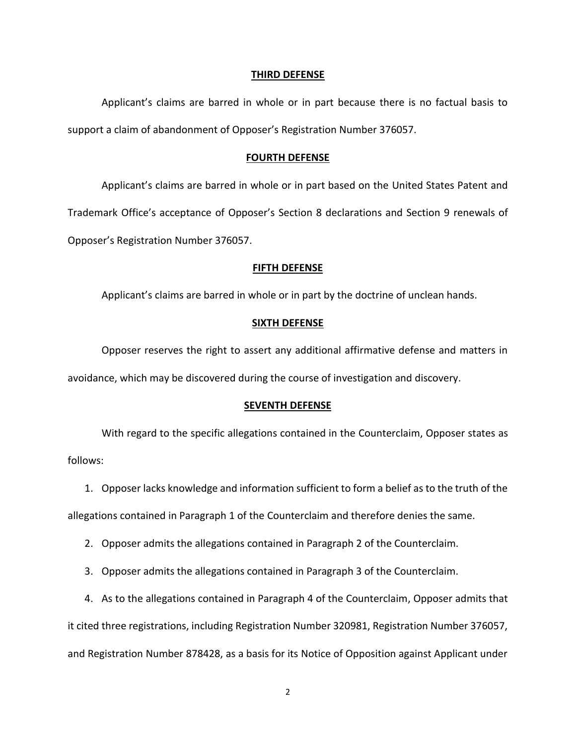**THIRD DEFENSE**

Applicant's claims are barred in whole or in part because there is no factual basis to support a claim of abandonment of Opposer's Registration Number 376057.

**FOURTH DEFENSE**

Applicant's claims are barred in whole or in part based on the United States Patent and Trademark Office's acceptance of Opposer's Section 8 declarations and Section 9 renewals of Opposer's Registration Number 376057.

**FIFTH DEFENSE**

Applicant's claims are barred in whole or in part by the doctrine of unclean hands.

**SIXTH DEFENSE**

Opposer reserves the right to assert any additional affirmative defense and matters in avoidance, which may be discovered during the course of investigation and discovery.

**SEVENTH DEFENSE**

With regard to the specific allegations contained in the Counterclaim, Opposer states as follows:

1. Opposer lacks knowledge and information sufficient to form a belief as to the truth of the allegations contained in Paragraph 1 of the Counterclaim and therefore denies the same.
2. Opposer admits the allegations contained in Paragraph 2 of the Counterclaim.
3. Opposer admits the allegations contained in Paragraph 3 of the Counterclaim.
4. As to the allegations contained in Paragraph 4 of the Counterclaim, Opposer admits that it cited three registrations, including Registration Number 320981, Registration Number 376057, and Registration Number 878428, as a basis for its Notice of Opposition against Applicant under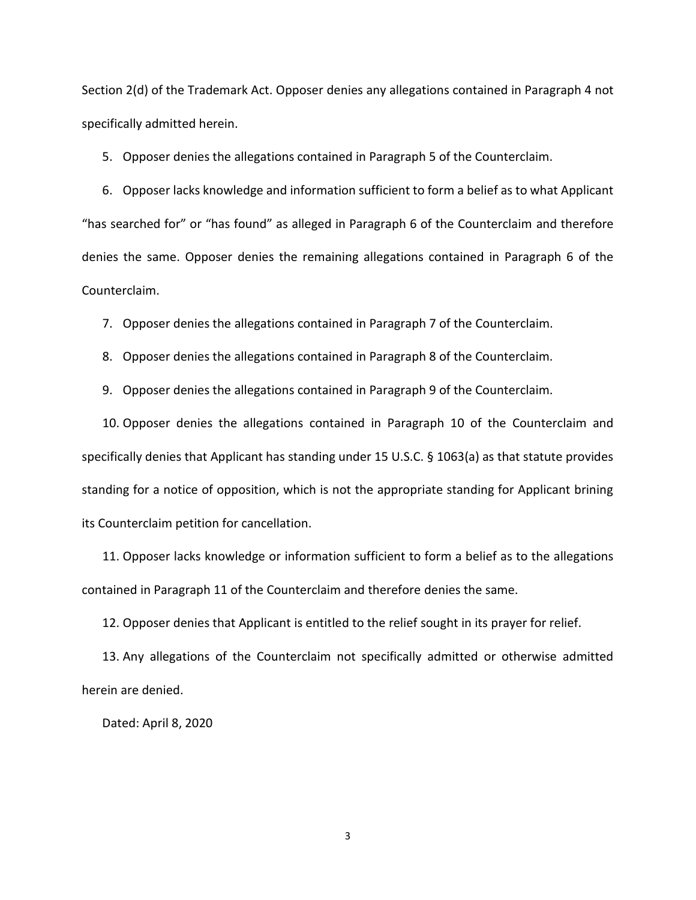Section 2(d) of the Trademark Act. Opposer denies any allegations contained in Paragraph 4 not specifically admitted herein.

5. Opposer denies the allegations contained in Paragraph 5 of the Counterclaim.

6. Opposer lacks knowledge and information sufficient to form a belief as to what Applicant "has searched for" or "has found" as alleged in Paragraph 6 of the Counterclaim and therefore denies the same. Opposer denies the remaining allegations contained in Paragraph 6 of the Counterclaim.

7. Opposer denies the allegations contained in Paragraph 7 of the Counterclaim.

8. Opposer denies the allegations contained in Paragraph 8 of the Counterclaim.

9. Opposer denies the allegations contained in Paragraph 9 of the Counterclaim.

10. Opposer denies the allegations contained in Paragraph 10 of the Counterclaim and specifically denies that Applicant has standing under 15 U.S.C. § 1063(a) as that statute provides standing for a notice of opposition, which is not the appropriate standing for Applicant brining its Counterclaim petition for cancellation.

11. Opposer lacks knowledge or information sufficient to form a belief as to the allegations contained in Paragraph 11 of the Counterclaim and therefore denies the same.

12. Opposer denies that Applicant is entitled to the relief sought in its prayer for relief.

13. Any allegations of the Counterclaim not specifically admitted or otherwise admitted herein are denied.

Dated: April 8, 2020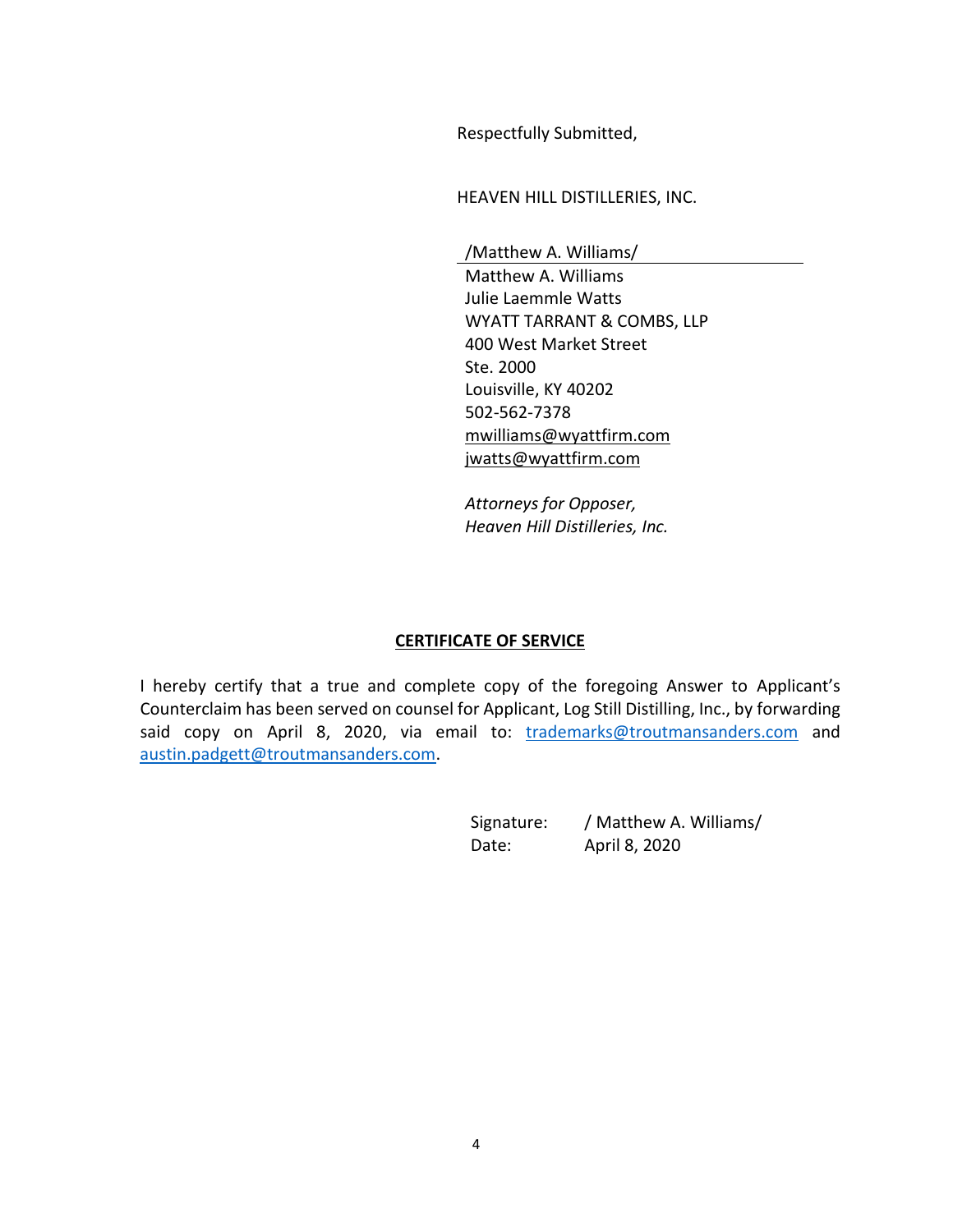Respectfully Submitted,

HEAVEN HILL DISTILLERIES, INC.

/Matthew A. Williams/
Matthew A. Williams
Julie Laemmle Watts
WYATT TARRANT & COMBS, LLP
400 West Market Street
Ste. 2000
Louisville, KY 40202
502-562-7378
mwilliams@wyattfirm.com
jwatts@wyattfirm.com

*Attorneys for Opposer,*
*Heaven Hill Distilleries, Inc.*

**CERTIFICATE OF SERVICE**

I hereby certify that a true and complete copy of the foregoing Answer to Applicant's Counterclaim has been served on counsel for Applicant, Log Still Distilling, Inc., by forwarding said copy on April 8, 2020, via email to: trademarks@troutmansanders.com and austin.padgett@troutmansanders.com.

Signature: / Matthew A. Williams/
Date: April 8, 2020